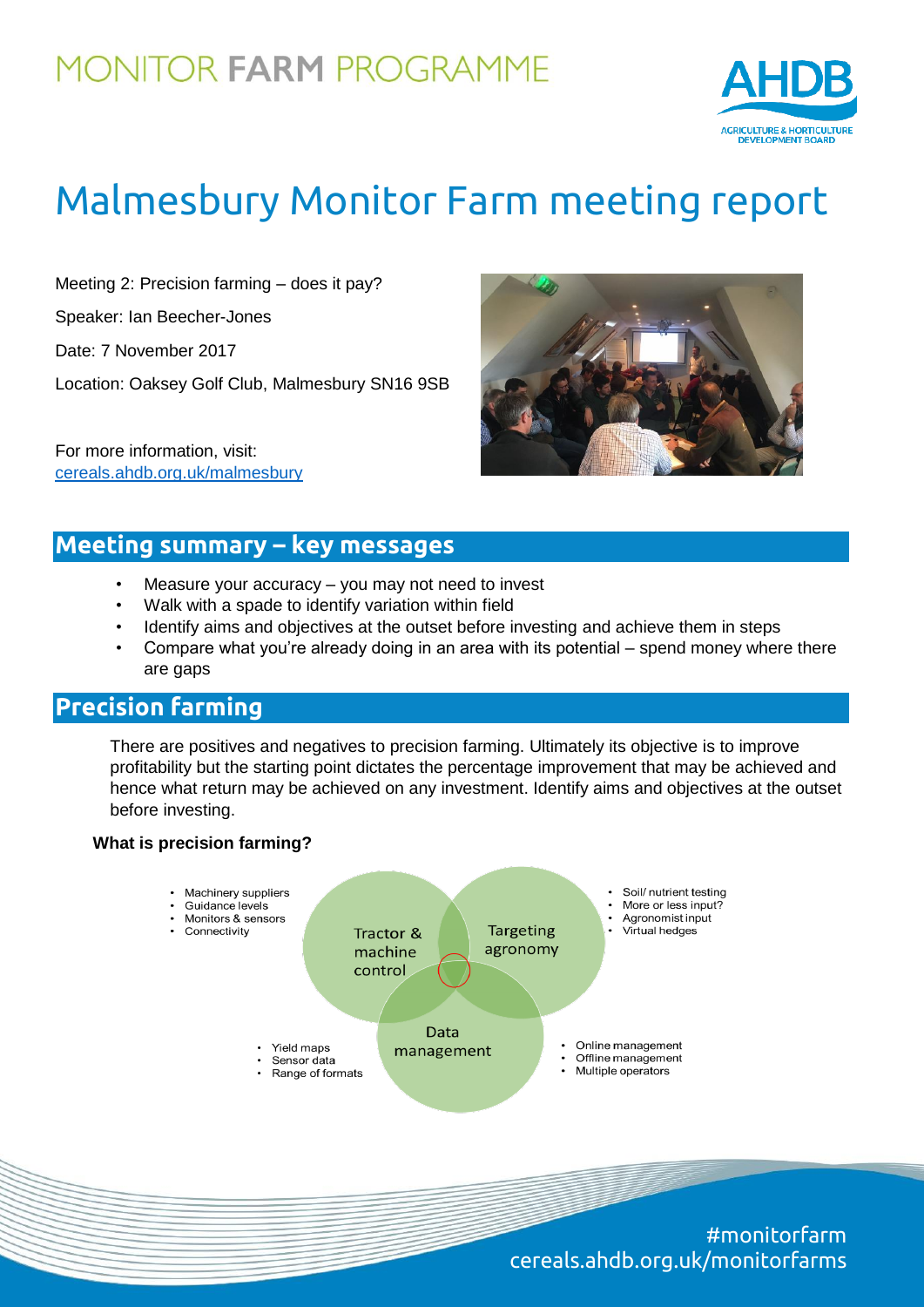MONITOR **FARM** PROGRAMME

AHDB
AGRICULTURE & HORTICULTURE DEVELOPMENT BOARD

# Malmesbury Monitor Farm meeting report

Meeting 2: Precision farming – does it pay?

Speaker: Ian Beecher-Jones

Date: 7 November 2017

Location: Oaksey Golf Club, Malmesbury SN16 9SB

For more information, visit:
[cereals.ahdb.org.uk/malmesbury](cereals.ahdb.org.uk/malmesbury)

## Meeting summary – key messages

- Measure your accuracy – you may not need to invest
- Walk with a spade to identify variation within field
- Identify aims and objectives at the outset before investing and achieve them in steps
- Compare what you're already doing in an area with its potential – spend money where there are gaps

## Precision farming

There are positives and negatives to precision farming. Ultimately its objective is to improve profitability but the starting point dictates the percentage improvement that may be achieved and hence what return may be achieved on any investment. Identify aims and objectives at the outset before investing.

### What is precision farming?

**Tractor & machine control**
- Machinery suppliers
- Guidance levels
- Monitors & sensors
- Connectivity

**Targeting agronomy**
- Soil/ nutrient testing
- More or less input?
- Agronomist input
- Virtual hedges

**Data management**
- Yield maps
- Sensor data
- Range of formats
- Online management
- Offline management
- Multiple operators

#monitorfarm
cereals.ahdb.org.uk/monitorfarms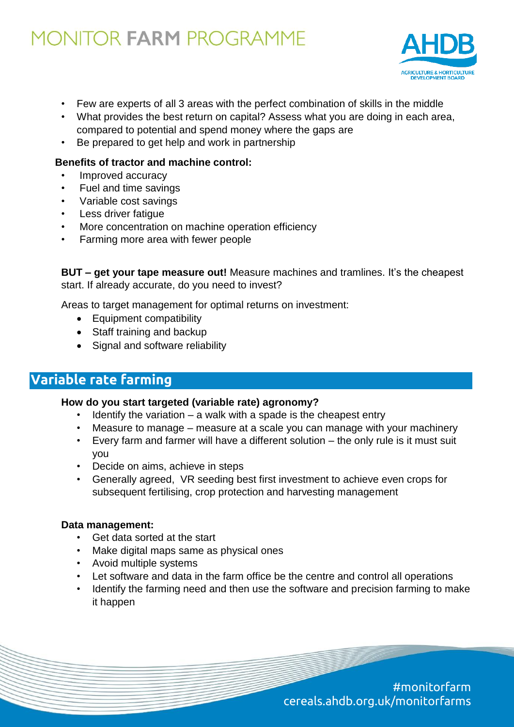- Few are experts of all 3 areas with the perfect combination of skills in the middle
- What provides the best return on capital? Assess what you are doing in each area, compared to potential and spend money where the gaps are
- Be prepared to get help and work in partnership

**Benefits of tractor and machine control:**

- Improved accuracy
- Fuel and time savings
- Variable cost savings
- Less driver fatigue
- More concentration on machine operation efficiency
- Farming more area with fewer people

**BUT – get your tape measure out!** Measure machines and tramlines. It's the cheapest start. If already accurate, do you need to invest?

Areas to target management for optimal returns on investment:

- Equipment compatibility
- Staff training and backup
- Signal and software reliability

## Variable rate farming

**How do you start targeted (variable rate) agronomy?**

- Identify the variation – a walk with a spade is the cheapest entry
- Measure to manage – measure at a scale you can manage with your machinery
- Every farm and farmer will have a different solution – the only rule is it must suit you
- Decide on aims, achieve in steps
- Generally agreed, VR seeding best first investment to achieve even crops for subsequent fertilising, crop protection and harvesting management

**Data management:**

- Get data sorted at the start
- Make digital maps same as physical ones
- Avoid multiple systems
- Let software and data in the farm office be the centre and control all operations
- Identify the farming need and then use the software and precision farming to make it happen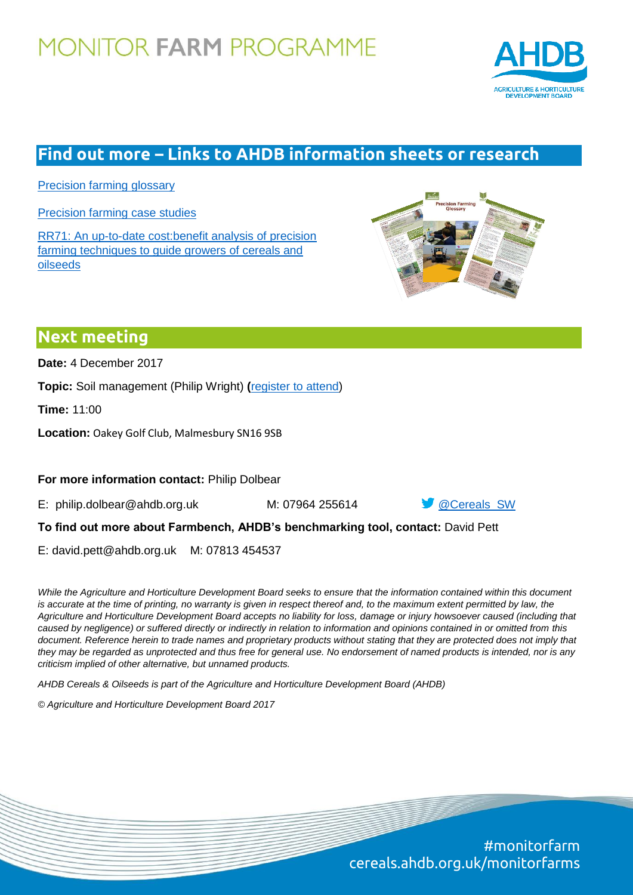## Find out more – Links to AHDB information sheets or research

[Precision farming glossary]

[Precision farming case studies]

[RR71: An up-to-date cost:benefit analysis of precision farming techniques to guide growers of cereals and oilseeds]

## Next meeting

**Date:** 4 December 2017

**Topic:** Soil management (Philip Wright) **(**register to attend)

**Time:** 11:00

**Location:** Oakey Golf Club, Malmesbury SN16 9SB

**For more information contact:** Philip Dolbear

E: philip.dolbear@ahdb.org.uk M: 07964 255614 @Cereals_SW

**To find out more about Farmbench, AHDB's benchmarking tool, contact:** David Pett

E: david.pett@ahdb.org.uk M: 07813 454537

*While the Agriculture and Horticulture Development Board seeks to ensure that the information contained within this document is accurate at the time of printing, no warranty is given in respect thereof and, to the maximum extent permitted by law, the Agriculture and Horticulture Development Board accepts no liability for loss, damage or injury howsoever caused (including that caused by negligence) or suffered directly or indirectly in relation to information and opinions contained in or omitted from this document. Reference herein to trade names and proprietary products without stating that they are protected does not imply that they may be regarded as unprotected and thus free for general use. No endorsement of named products is intended, nor is any criticism implied of other alternative, but unnamed products.*

*AHDB Cereals & Oilseeds is part of the Agriculture and Horticulture Development Board (AHDB)*

*© Agriculture and Horticulture Development Board 2017*

#monitorfarm
cereals.ahdb.org.uk/monitorfarms